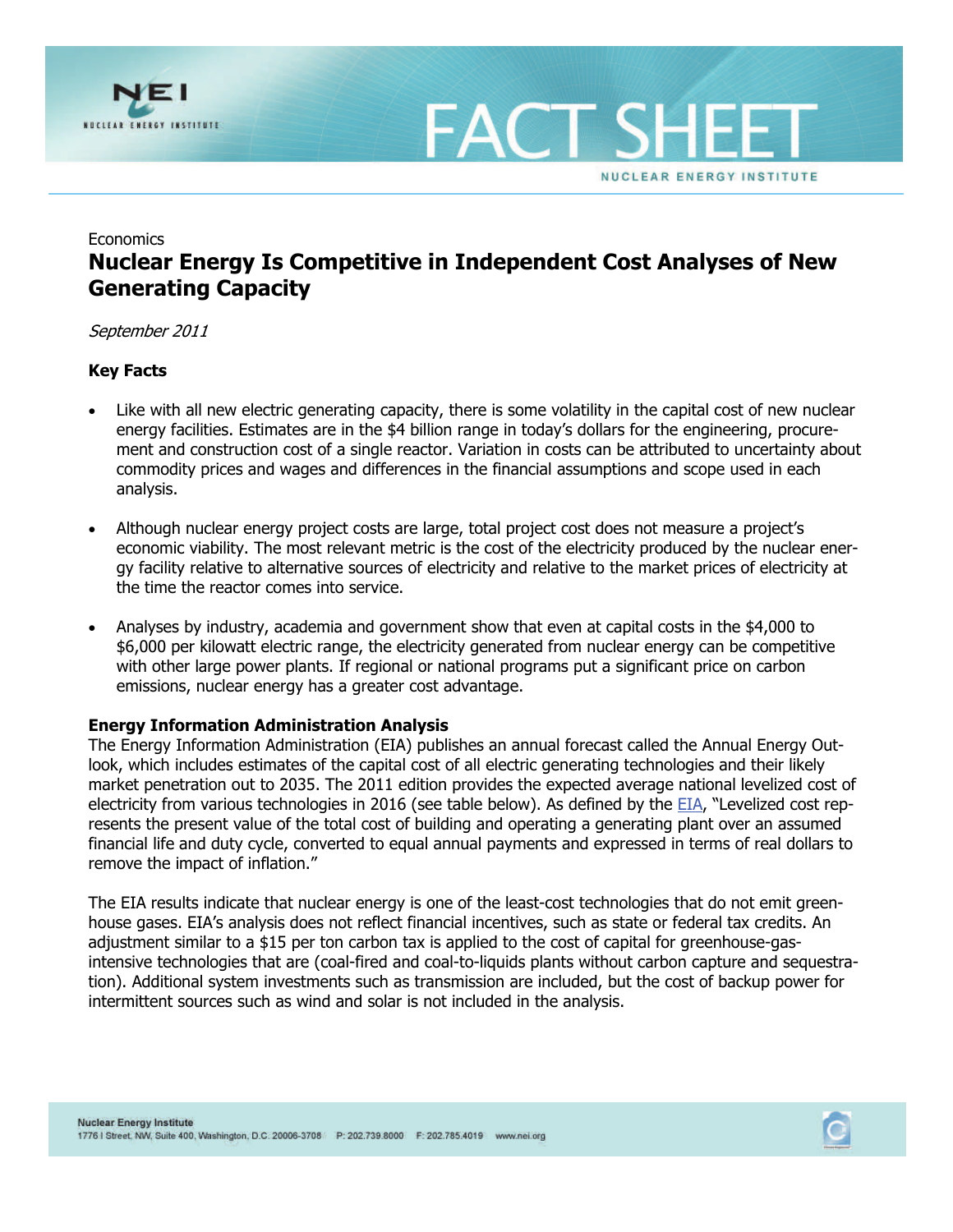Economics

# Nuclear Energy Is Competitive in Independent Cost Analyses of New Generating Capacity

*September 2011*

**Key Facts**

- Like with all new electric generating capacity, there is some volatility in the capital cost of new nuclear energy facilities. Estimates are in the $4 billion range in today's dollars for the engineering, procurement and construction cost of a single reactor. Variation in costs can be attributed to uncertainty about commodity prices and wages and differences in the financial assumptions and scope used in each analysis.
- Although nuclear energy project costs are large, total project cost does not measure a project's economic viability. The most relevant metric is the cost of the electricity produced by the nuclear energy facility relative to alternative sources of electricity and relative to the market prices of electricity at the time the reactor comes into service.
- Analyses by industry, academia and government show that even at capital costs in the $4,000 to $6,000 per kilowatt electric range, the electricity generated from nuclear energy can be competitive with other large power plants. If regional or national programs put a significant price on carbon emissions, nuclear energy has a greater cost advantage.

**Energy Information Administration Analysis**

The Energy Information Administration (EIA) publishes an annual forecast called the Annual Energy Outlook, which includes estimates of the capital cost of all electric generating technologies and their likely market penetration out to 2035. The 2011 edition provides the expected average national levelized cost of electricity from various technologies in 2016 (see table below). As defined by the EIA, "Levelized cost represents the present value of the total cost of building and operating a generating plant over an assumed financial life and duty cycle, converted to equal annual payments and expressed in terms of real dollars to remove the impact of inflation."

The EIA results indicate that nuclear energy is one of the least-cost technologies that do not emit greenhouse gases. EIA's analysis does not reflect financial incentives, such as state or federal tax credits. An adjustment similar to a $15 per ton carbon tax is applied to the cost of capital for greenhouse-gas-intensive technologies that are (coal-fired and coal-to-liquids plants without carbon capture and sequestration). Additional system investments such as transmission are included, but the cost of backup power for intermittent sources such as wind and solar is not included in the analysis.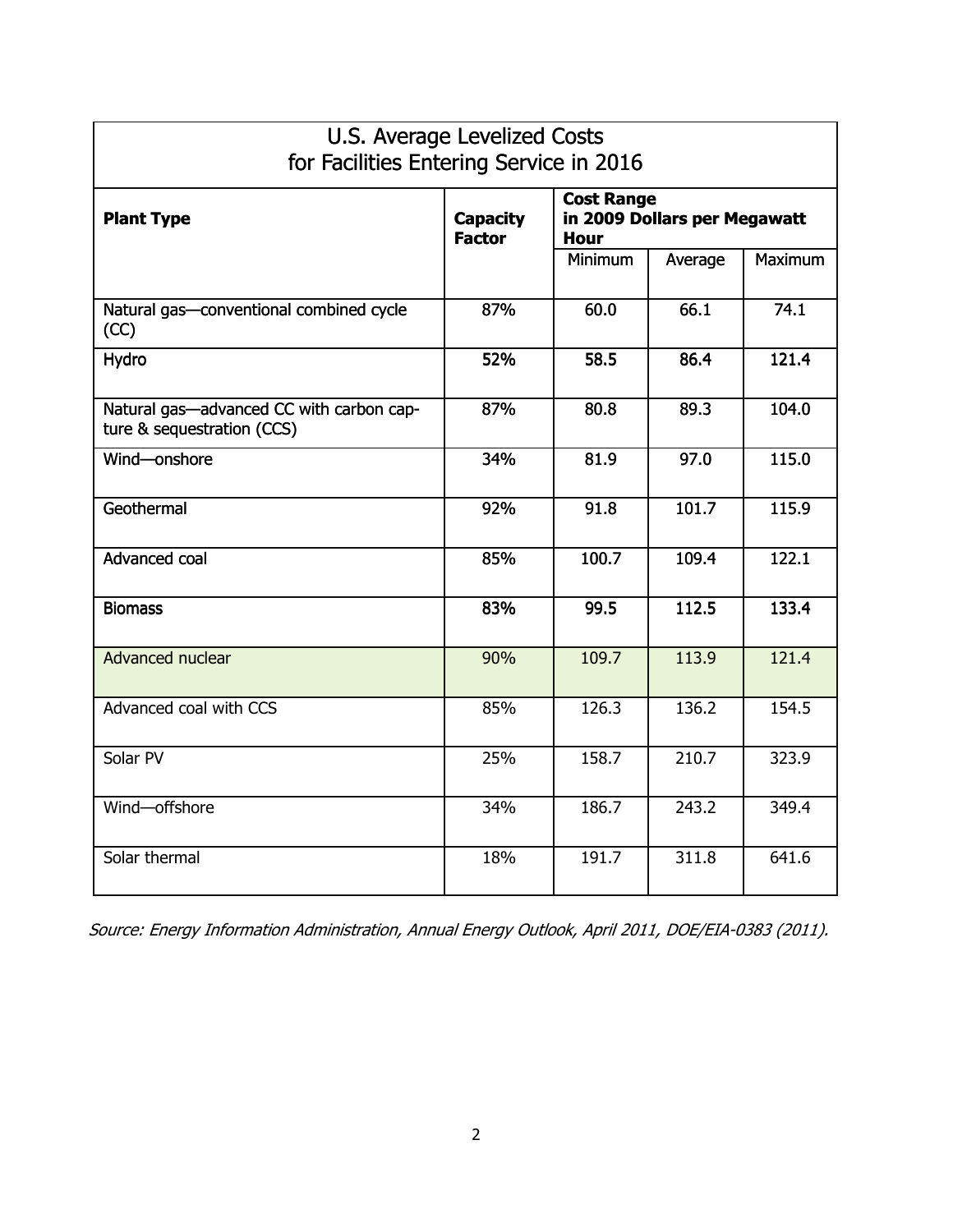| U.S. Average Levelized Costs for Facilities Entering Service in 2016 | | | | |
|---|---|---|---|---|
| **Plant Type** | **Capacity Factor** | **Cost Range in 2009 Dollars per Megawatt Hour** | | |
| | | Minimum | Average | Maximum |
| Natural gas—conventional combined cycle (CC) | 87% | 60.0 | 66.1 | 74.1 |
| Hydro | 52% | 58.5 | 86.4 | 121.4 |
| Natural gas—advanced CC with carbon capture & sequestration (CCS) | 87% | 80.8 | 89.3 | 104.0 |
| Wind—onshore | 34% | 81.9 | 97.0 | 115.0 |
| Geothermal | 92% | 91.8 | 101.7 | 115.9 |
| Advanced coal | 85% | 100.7 | 109.4 | 122.1 |
| Biomass | 83% | 99.5 | 112.5 | 133.4 |
| Advanced nuclear | 90% | 109.7 | 113.9 | 121.4 |
| Advanced coal with CCS | 85% | 126.3 | 136.2 | 154.5 |
| Solar PV | 25% | 158.7 | 210.7 | 323.9 |
| Wind—offshore | 34% | 186.7 | 243.2 | 349.4 |
| Solar thermal | 18% | 191.7 | 311.8 | 641.6 |

*Source: Energy Information Administration, Annual Energy Outlook, April 2011, DOE/EIA-0383 (2011).*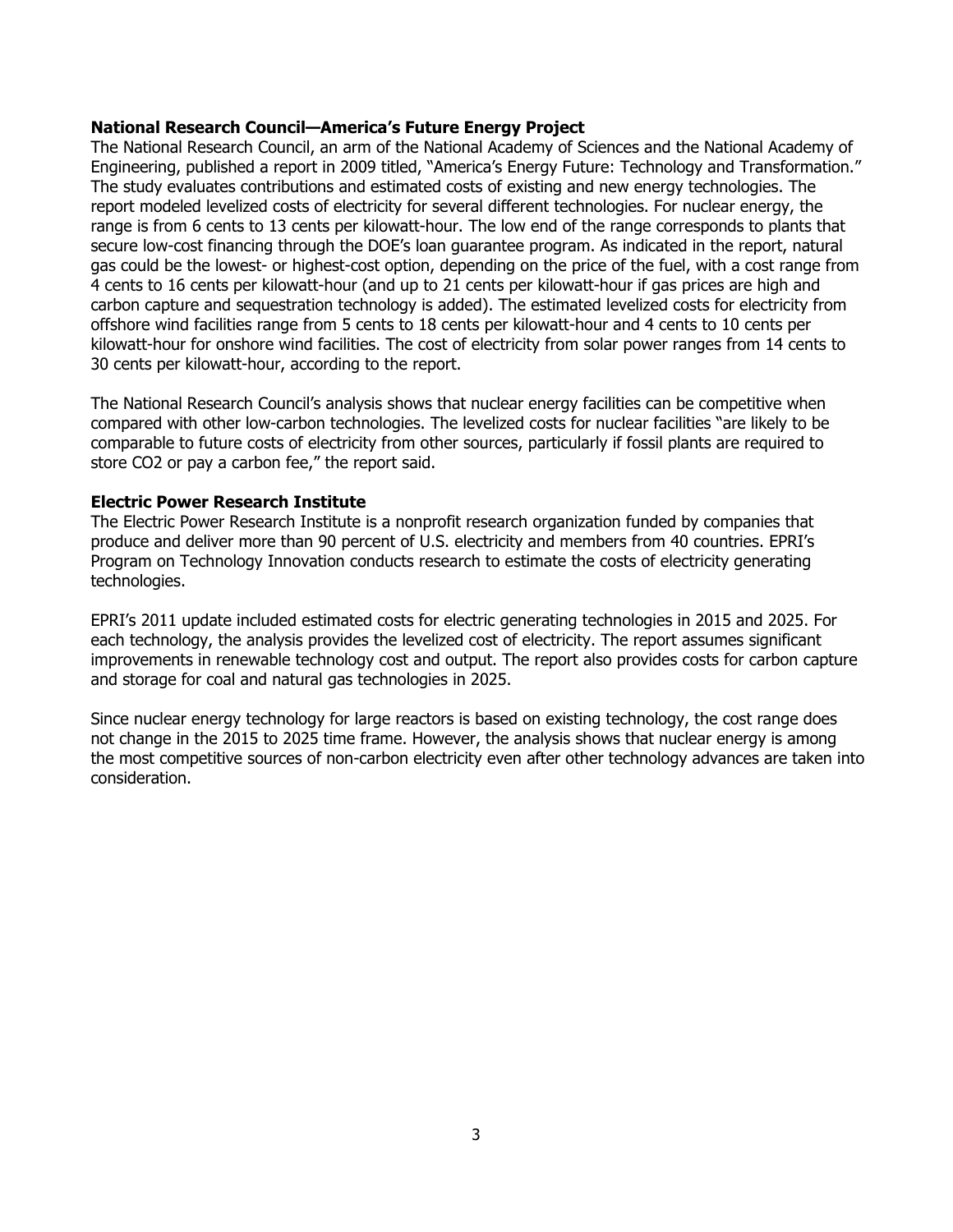**National Research Council—America's Future Energy Project**

The National Research Council, an arm of the National Academy of Sciences and the National Academy of Engineering, published a report in 2009 titled, "America's Energy Future: Technology and Transformation." The study evaluates contributions and estimated costs of existing and new energy technologies. The report modeled levelized costs of electricity for several different technologies. For nuclear energy, the range is from 6 cents to 13 cents per kilowatt-hour. The low end of the range corresponds to plants that secure low-cost financing through the DOE's loan guarantee program. As indicated in the report, natural gas could be the lowest- or highest-cost option, depending on the price of the fuel, with a cost range from 4 cents to 16 cents per kilowatt-hour (and up to 21 cents per kilowatt-hour if gas prices are high and carbon capture and sequestration technology is added). The estimated levelized costs for electricity from offshore wind facilities range from 5 cents to 18 cents per kilowatt-hour and 4 cents to 10 cents per kilowatt-hour for onshore wind facilities. The cost of electricity from solar power ranges from 14 cents to 30 cents per kilowatt-hour, according to the report.

The National Research Council's analysis shows that nuclear energy facilities can be competitive when compared with other low-carbon technologies. The levelized costs for nuclear facilities "are likely to be comparable to future costs of electricity from other sources, particularly if fossil plants are required to store CO2 or pay a carbon fee," the report said.

**Electric Power Research Institute**

The Electric Power Research Institute is a nonprofit research organization funded by companies that produce and deliver more than 90 percent of U.S. electricity and members from 40 countries. EPRI's Program on Technology Innovation conducts research to estimate the costs of electricity generating technologies.

EPRI's 2011 update included estimated costs for electric generating technologies in 2015 and 2025. For each technology, the analysis provides the levelized cost of electricity. The report assumes significant improvements in renewable technology cost and output. The report also provides costs for carbon capture and storage for coal and natural gas technologies in 2025.

Since nuclear energy technology for large reactors is based on existing technology, the cost range does not change in the 2015 to 2025 time frame. However, the analysis shows that nuclear energy is among the most competitive sources of non-carbon electricity even after other technology advances are taken into consideration.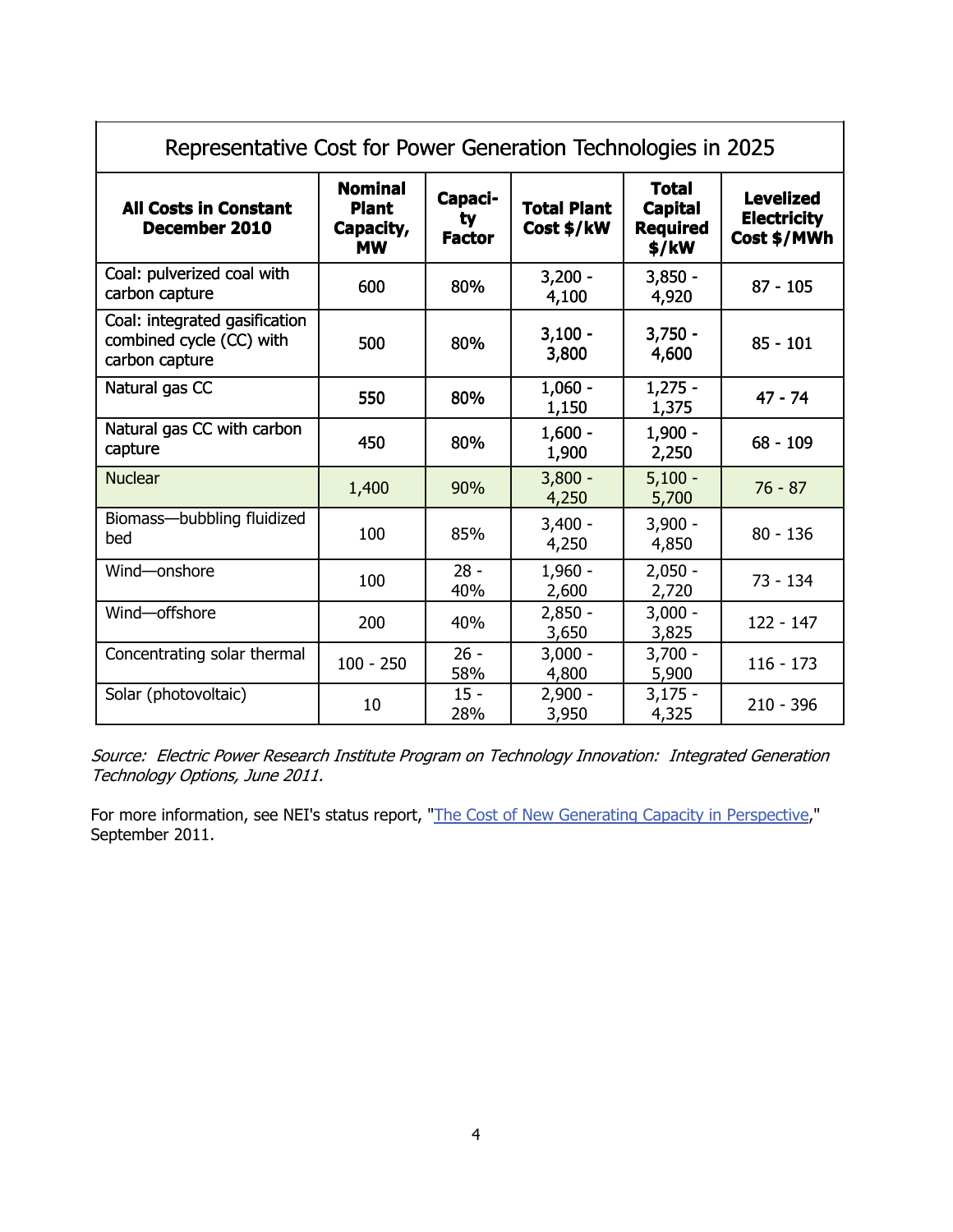| Representative Cost for Power Generation Technologies in 2025 | | | | | |
|---|---|---|---|---|---|
| **All Costs in Constant December 2010** | **Nominal Plant Capacity, MW** | **Capacity Factor** | **Total Plant Cost $/kW** | **Total Capital Required $/kW** | **Levelized Electricity Cost $/MWh** |
| Coal: pulverized coal with carbon capture | 600 | 80% | 3,200 - 4,100 | 3,850 - 4,920 | 87 - 105 |
| Coal: integrated gasification combined cycle (CC) with carbon capture | 500 | 80% | 3,100 - 3,800 | 3,750 - 4,600 | 85 - 101 |
| Natural gas CC | 550 | 80% | 1,060 - 1,150 | 1,275 - 1,375 | 47 - 74 |
| Natural gas CC with carbon capture | 450 | 80% | 1,600 - 1,900 | 1,900 - 2,250 | 68 - 109 |
| Nuclear | 1,400 | 90% | 3,800 - 4,250 | 5,100 - 5,700 | 76 - 87 |
| Biomass—bubbling fluidized bed | 100 | 85% | 3,400 - 4,250 | 3,900 - 4,850 | 80 - 136 |
| Wind—onshore | 100 | 28 - 40% | 1,960 - 2,600 | 2,050 - 2,720 | 73 - 134 |
| Wind—offshore | 200 | 40% | 2,850 - 3,650 | 3,000 - 3,825 | 122 - 147 |
| Concentrating solar thermal | 100 - 250 | 26 - 58% | 3,000 - 4,800 | 3,700 - 5,900 | 116 - 173 |
| Solar (photovoltaic) | 10 | 15 - 28% | 2,900 - 3,950 | 3,175 - 4,325 | 210 - 396 |

*Source: Electric Power Research Institute Program on Technology Innovation: Integrated Generation Technology Options, June 2011.*

For more information, see NEI's status report, "The Cost of New Generating Capacity in Perspective," September 2011.